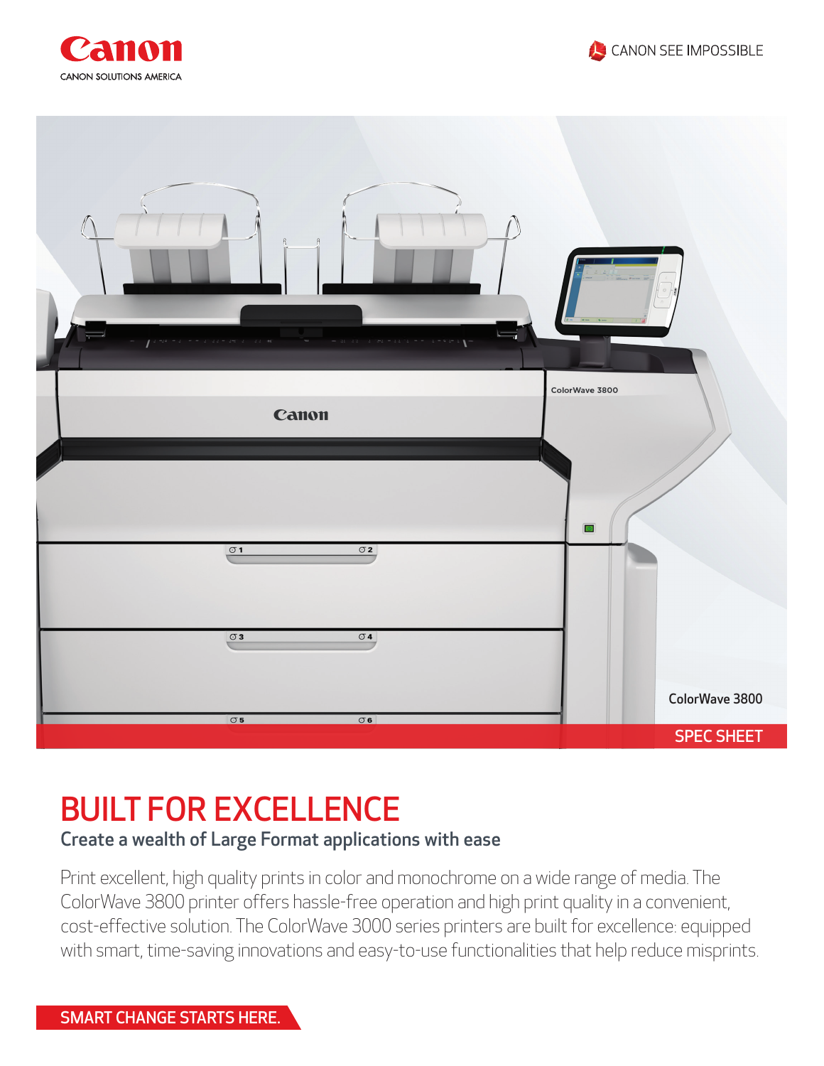Canon

CANON SOLUTIONS AMERICA

CANON SEE IMPOSSIBLE

ColorWave 3800

SPEC SHEET

# BUILT FOR EXCELLENCE

## Create a wealth of Large Format applications with ease

Print excellent, high quality prints in color and monochrome on a wide range of media. The ColorWave 3800 printer offers hassle-free operation and high print quality in a convenient, cost-effective solution. The ColorWave 3000 series printers are built for excellence: equipped with smart, time-saving innovations and easy-to-use functionalities that help reduce misprints.

SMART CHANGE STARTS HERE.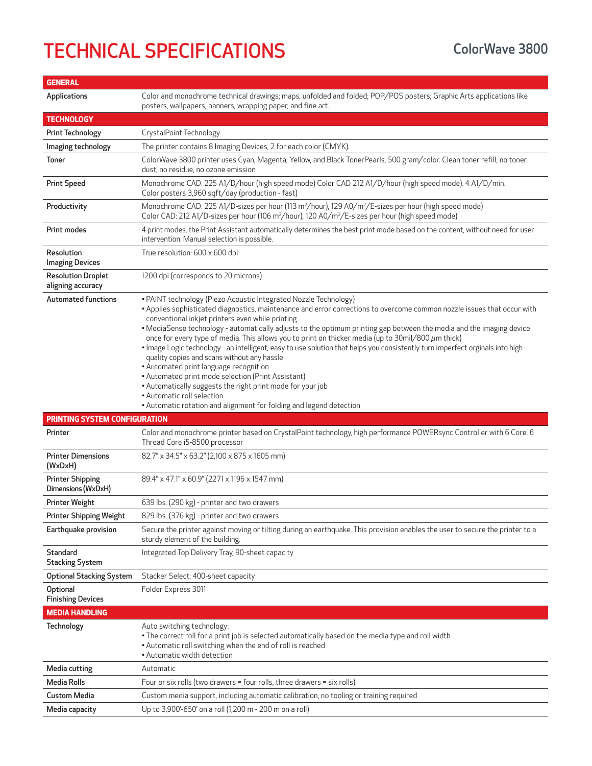# TECHNICAL SPECIFICATIONS

## ColorWave 3800

| GENERAL | |
|---|---|
| Applications | Color and monochrome technical drawings; maps, unfolded and folded; POP/POS posters; Graphic Arts applications like posters, wallpapers, banners, wrapping paper, and fine art. |
| **TECHNOLOGY** | |
| Print Technology | CrystalPoint Technology. |
| Imaging technology | The printer contains 8 Imaging Devices, 2 for each color (CMYK). |
| Toner | ColorWave 3800 printer uses Cyan, Magenta, Yellow, and Black TonerPearls, 500 gram/color. Clean toner refill, no toner dust, no residue, no ozone emission |
| Print Speed | Monochrome CAD: 225 A1/D/hour (high speed mode) Color CAD 212 A1/D/hour (high speed mode). 4 A1/D/min. Color posters 3,960 sqft/day (production - fast) |
| Productivity | Monochrome CAD: 225 A1/D-sizes per hour (113 $m^2$/hour), 129 A0/$m^2$/E-sizes per hour (high speed mode) Color CAD: 212 A1/D-sizes per hour (106 $m^2$/hour), 120 A0/$m^2$/E-sizes per hour (high speed mode) |
| Print modes | 4 print modes, the Print Assistant automatically determines the best print mode based on the content, without need for user intervention. Manual selection is possible. |
| Resolution Imaging Devices | True resolution: 600 x 600 dpi |
| Resolution Droplet aligning accuracy | 1200 dpi (corresponds to 20 microns) |
| Automated functions | • PAINT technology (Piezo Acoustic Integrated Nozzle Technology)<br>• Applies sophisticated diagnostics, maintenance and error corrections to overcome common nozzle issues that occur with conventional inkjet printers even while printing<br>• MediaSense technology - automatically adjusts to the optimum printing gap between the media and the imaging device once for every type of media. This allows you to print on thicker media (up to 30mil/800 $\mu$m thick)<br>• Image Logic technology - an intelligent, easy to use solution that helps you consistently turn imperfect orginals into high-quality copies and scans without any hassle<br>• Automated print language recognition<br>• Automated print mode selection (Print Assistant)<br>• Automatically suggests the right print mode for your job<br>• Automatic roll selection<br>• Automatic rotation and alignment for folding and legend detection |
| **PRINTING SYSTEM CONFIGURATION** | |
| Printer | Color and monochrome printer based on CrystalPoint technology, high performance POWERsync Controller with 6 Core, 6 Thread Core i5-8500 processor |
| Printer Dimensions (WxDxH) | 82.7" x 34.5" x 63.2" (2,100 x 875 x 1605 mm) |
| Printer Shipping Dimensions (WxDxH) | 89.4" x 47.1" x 60.9" (2271 x 1196 x 1547 mm) |
| Printer Weight | 639 lbs. (290 kg) - printer and two drawers |
| Printer Shipping Weight | 829 lbs. (376 kg) - printer and two drawers |
| Earthquake provision | Secure the printer against moving or tilting during an earthquake. This provision enables the user to secure the printer to a sturdy element of the building. |
| Standard Stacking System | Integrated Top Delivery Tray, 90-sheet capacity |
| Optional Stacking System | Stacker Select; 400-sheet capacity |
| Optional Finishing Devices | Folder Express 3011 |
| **MEDIA HANDLING** | |
| Technology | Auto switching technology:<br>• The correct roll for a print job is selected automatically based on the media type and roll width<br>• Automatic roll switching when the end of roll is reached<br>• Automatic width detection |
| Media cutting | Automatic |
| Media Rolls | Four or six rolls (two drawers = four rolls, three drawers = six rolls) |
| Custom Media | Custom media support, including automatic calibration, no tooling or training required |
| Media capacity | Up to 3,900'-650' on a roll (1,200 m - 200 m on a roll) |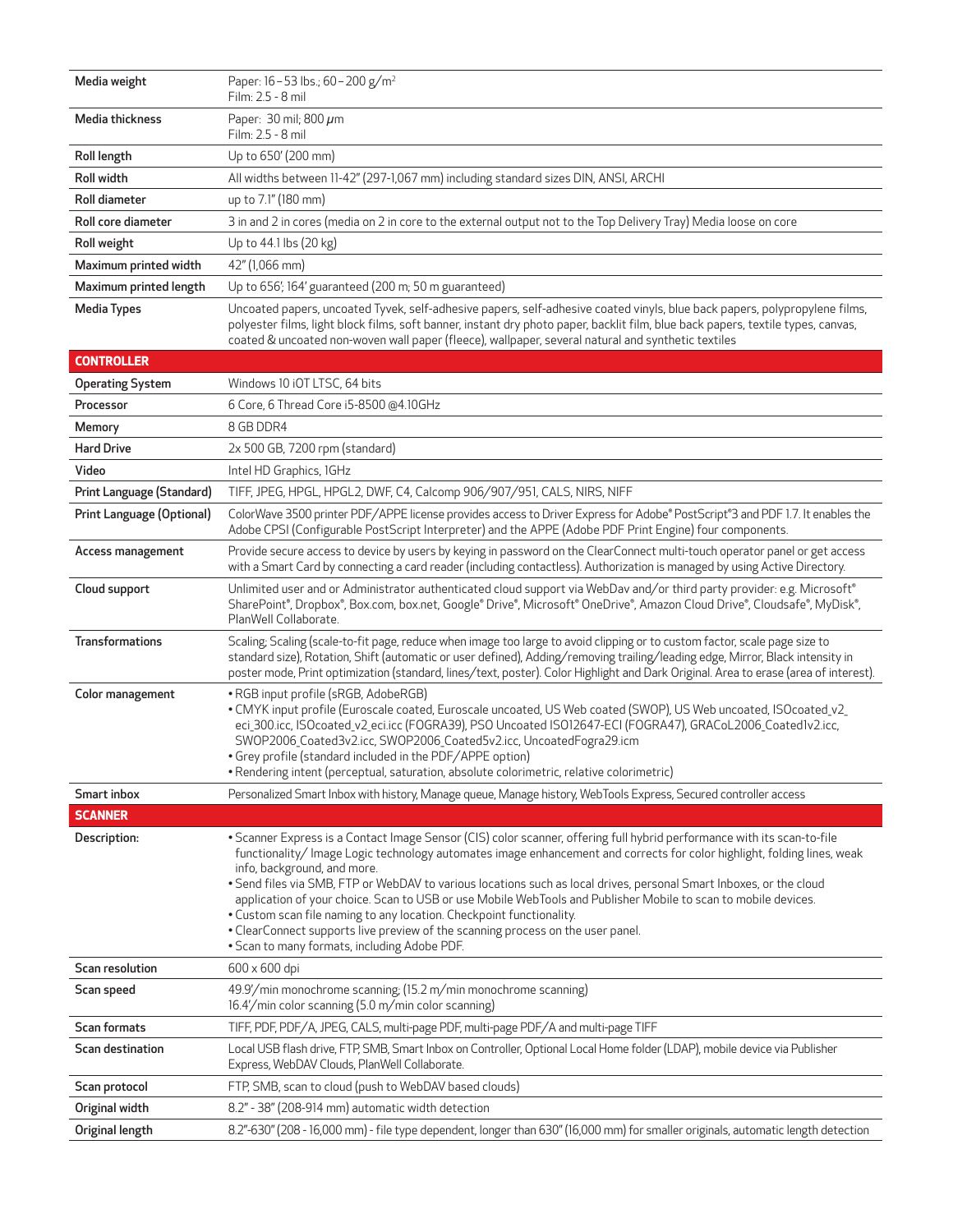| | |
|---|---|
| Media weight | Paper: 16 – 53 lbs.; 60 – 200 g/m$^2$<br>Film: 2.5 - 8 mil |
| Media thickness | Paper: 30 mil; 800 $\mu$m<br>Film: 2.5 - 8 mil |
| Roll length | Up to 650' (200 mm) |
| Roll width | All widths between 11-42" (297-1,067 mm) including standard sizes DIN, ANSI, ARCHI |
| Roll diameter | up to 7.1" (180 mm) |
| Roll core diameter | 3 in and 2 in cores (media on 2 in core to the external output not to the Top Delivery Tray) Media loose on core |
| Roll weight | Up to 44.1 lbs (20 kg) |
| Maximum printed width | 42" (1,066 mm) |
| Maximum printed length | Up to 656'; 164' guaranteed (200 m; 50 m guaranteed) |
| Media Types | Uncoated papers, uncoated Tyvek, self-adhesive papers, self-adhesive coated vinyls, blue back papers, polypropylene films, polyester films, light block films, soft banner, instant dry photo paper, backlit film, blue back papers, textile types, canvas, coated & uncoated non-woven wall paper (fleece), wallpaper, several natural and synthetic textiles |
| **CONTROLLER** | |
| Operating System | Windows 10 iOT LTSC, 64 bits |
| Processor | 6 Core, 6 Thread Core i5-8500 @4.10GHz |
| Memory | 8 GB DDR4 |
| Hard Drive | 2x 500 GB, 7200 rpm (standard) |
| Video | Intel HD Graphics, 1GHz |
| Print Language (Standard) | TIFF, JPEG, HPGL, HPGL2, DWF, C4, Calcomp 906/907/951, CALS, NIRS, NIFF |
| Print Language (Optional) | ColorWave 3500 printer PDF/APPE license provides access to Driver Express for Adobe® PostScript®3 and PDF 1.7. It enables the Adobe CPSI (Configurable PostScript Interpreter) and the APPE (Adobe PDF Print Engine) four components. |
| Access management | Provide secure access to device by users by keying in password on the ClearConnect multi-touch operator panel or get access with a Smart Card by connecting a card reader (including contactless). Authorization is managed by using Active Directory. |
| Cloud support | Unlimited user and or Administrator authenticated cloud support via WebDav and/or third party provider: e.g. Microsoft® SharePoint®, Dropbox®, Box.com, box.net, Google® Drive®, Microsoft® OneDrive®, Amazon Cloud Drive®, Cloudsafe®, MyDisk®, PlanWell Collaborate. |
| Transformations | Scaling; Scaling (scale-to-fit page, reduce when image too large to avoid clipping or to custom factor, scale page size to standard size), Rotation, Shift (automatic or user defined), Adding/removing trailing/leading edge, Mirror, Black intensity in poster mode, Print optimization (standard, lines/text, poster). Color Highlight and Dark Original. Area to erase (area of interest). |
| Color management | • RGB input profile (sRGB, AdobeRGB)<br>• CMYK input profile (Euroscale coated, Euroscale uncoated, US Web coated (SWOP), US Web uncoated, ISOcoated_v2_eci_300.icc, ISOcoated_v2_eci.icc (FOGRA39), PSO Uncoated ISO12647-ECI (FOGRA47), GRACoL2006_Coated1v2.icc, SWOP2006_Coated3v2.icc, SWOP2006_Coated5v2.icc, UncoatedFogra29.icm<br>• Grey profile (standard included in the PDF/APPE option)<br>• Rendering intent (perceptual, saturation, absolute colorimetric, relative colorimetric) |
| Smart inbox | Personalized Smart Inbox with history, Manage queue, Manage history, WebTools Express, Secured controller access |
| **SCANNER** | |
| Description: | • Scanner Express is a Contact Image Sensor (CIS) color scanner, offering full hybrid performance with its scan-to-file functionality/ Image Logic technology automates image enhancement and corrects for color highlight, folding lines, weak info, background, and more.<br>• Send files via SMB, FTP or WebDAV to various locations such as local drives, personal Smart Inboxes, or the cloud application of your choice. Scan to USB or use Mobile WebTools and Publisher Mobile to scan to mobile devices.<br>• Custom scan file naming to any location. Checkpoint functionality.<br>• ClearConnect supports live preview of the scanning process on the user panel.<br>• Scan to many formats, including Adobe PDF. |
| Scan resolution | 600 x 600 dpi |
| Scan speed | 49.9'/min monochrome scanning; (15.2 m/min monochrome scanning)<br>16.4'/min color scanning (5.0 m/min color scanning) |
| Scan formats | TIFF, PDF, PDF/A, JPEG, CALS, multi-page PDF, multi-page PDF/A and multi-page TIFF |
| Scan destination | Local USB flash drive, FTP, SMB, Smart Inbox on Controller, Optional Local Home folder (LDAP), mobile device via Publisher Express, WebDAV Clouds, PlanWell Collaborate. |
| Scan protocol | FTP, SMB, scan to cloud (push to WebDAV based clouds) |
| Original width | 8.2" - 38" (208-914 mm) automatic width detection |
| Original length | 8.2"-630" (208 - 16,000 mm) - file type dependent, longer than 630" (16,000 mm) for smaller originals, automatic length detection |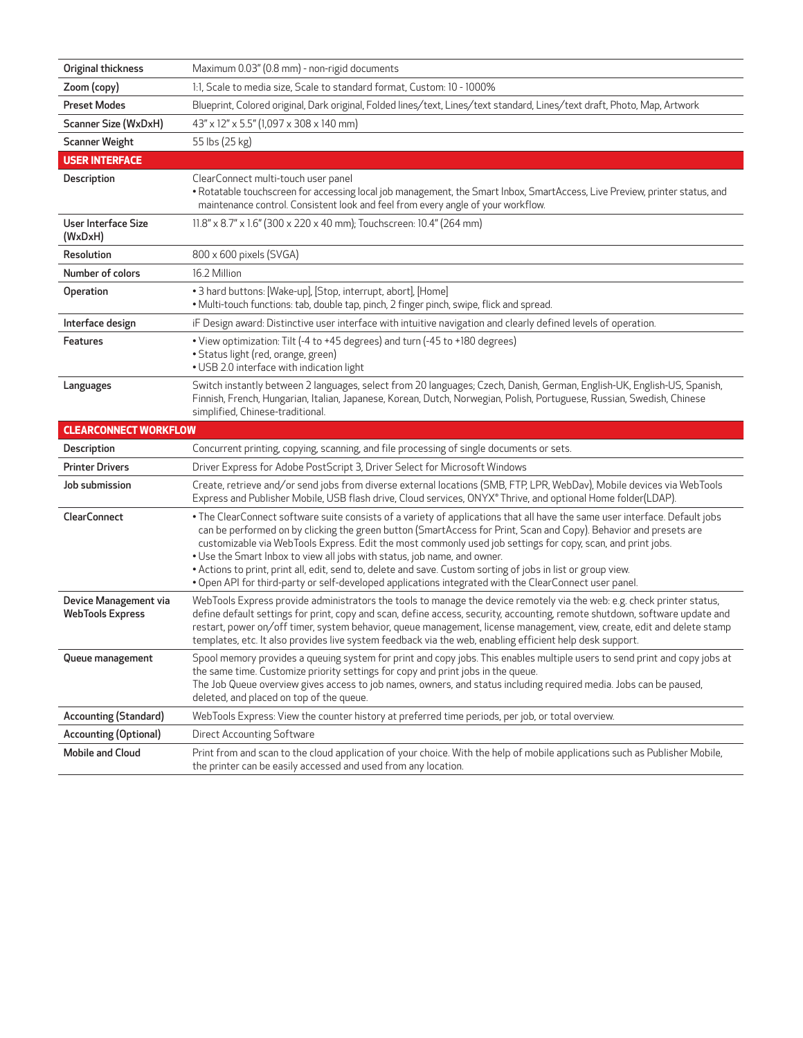| | |
|---|---|
| **Original thickness** | Maximum 0.03" (0.8 mm) - non-rigid documents |
| **Zoom (copy)** | 1:1, Scale to media size, Scale to standard format, Custom: 10 - 1000% |
| **Preset Modes** | Blueprint, Colored original, Dark original, Folded lines/text, Lines/text standard, Lines/text draft, Photo, Map, Artwork |
| **Scanner Size (WxDxH)** | 43" x 12" x 5.5" (1,097 x 308 x 140 mm) |
| **Scanner Weight** | 55 lbs (25 kg) |
| **USER INTERFACE** | |
| **Description** | ClearConnect multi-touch user panel<br>• Rotatable touchscreen for accessing local job management, the Smart Inbox, SmartAccess, Live Preview, printer status, and maintenance control. Consistent look and feel from every angle of your workflow. |
| **User Interface Size (WxDxH)** | 11.8" x 8.7" x 1.6" (300 x 220 x 40 mm); Touchscreen: 10.4" (264 mm) |
| **Resolution** | 800 x 600 pixels (SVGA) |
| **Number of colors** | 16.2 Million |
| **Operation** | • 3 hard buttons: [Wake-up], [Stop, interrupt, abort], [Home]<br>• Multi-touch functions: tab, double tap, pinch, 2 finger pinch, swipe, flick and spread. |
| **Interface design** | iF Design award: Distinctive user interface with intuitive navigation and clearly defined levels of operation. |
| **Features** | • View optimization: Tilt (-4 to +45 degrees) and turn (-45 to +180 degrees)<br>• Status light (red, orange, green)<br>• USB 2.0 interface with indication light |
| **Languages** | Switch instantly between 2 languages, select from 20 languages; Czech, Danish, German, English-UK, English-US, Spanish, Finnish, French, Hungarian, Italian, Japanese, Korean, Dutch, Norwegian, Polish, Portuguese, Russian, Swedish, Chinese simplified, Chinese-traditional. |
| **CLEARCONNECT WORKFLOW** | |
| **Description** | Concurrent printing, copying, scanning, and file processing of single documents or sets. |
| **Printer Drivers** | Driver Express for Adobe PostScript 3, Driver Select for Microsoft Windows |
| **Job submission** | Create, retrieve and/or send jobs from diverse external locations (SMB, FTP, LPR, WebDav), Mobile devices via WebTools Express and Publisher Mobile, USB flash drive, Cloud services, ONYX® Thrive, and optional Home folder(LDAP). |
| **ClearConnect** | • The ClearConnect software suite consists of a variety of applications that all have the same user interface. Default jobs can be performed on by clicking the green button (SmartAccess for Print, Scan and Copy). Behavior and presets are customizable via WebTools Express. Edit the most commonly used job settings for copy, scan, and print jobs.<br>• Use the Smart Inbox to view all jobs with status, job name, and owner.<br>• Actions to print, print all, edit, send to, delete and save. Custom sorting of jobs in list or group view.<br>• Open API for third-party or self-developed applications integrated with the ClearConnect user panel. |
| **Device Management via WebTools Express** | WebTools Express provide administrators the tools to manage the device remotely via the web: e.g. check printer status, define default settings for print, copy and scan, define access, security, accounting, remote shutdown, software update and restart, power on/off timer, system behavior, queue management, license management, view, create, edit and delete stamp templates, etc. It also provides live system feedback via the web, enabling efficient help desk support. |
| **Queue management** | Spool memory provides a queuing system for print and copy jobs. This enables multiple users to send print and copy jobs at the same time. Customize priority settings for copy and print jobs in the queue.<br>The Job Queue overview gives access to job names, owners, and status including required media. Jobs can be paused, deleted, and placed on top of the queue. |
| **Accounting (Standard)** | WebTools Express: View the counter history at preferred time periods, per job, or total overview. |
| **Accounting (Optional)** | Direct Accounting Software |
| **Mobile and Cloud** | Print from and scan to the cloud application of your choice. With the help of mobile applications such as Publisher Mobile, the printer can be easily accessed and used from any location. |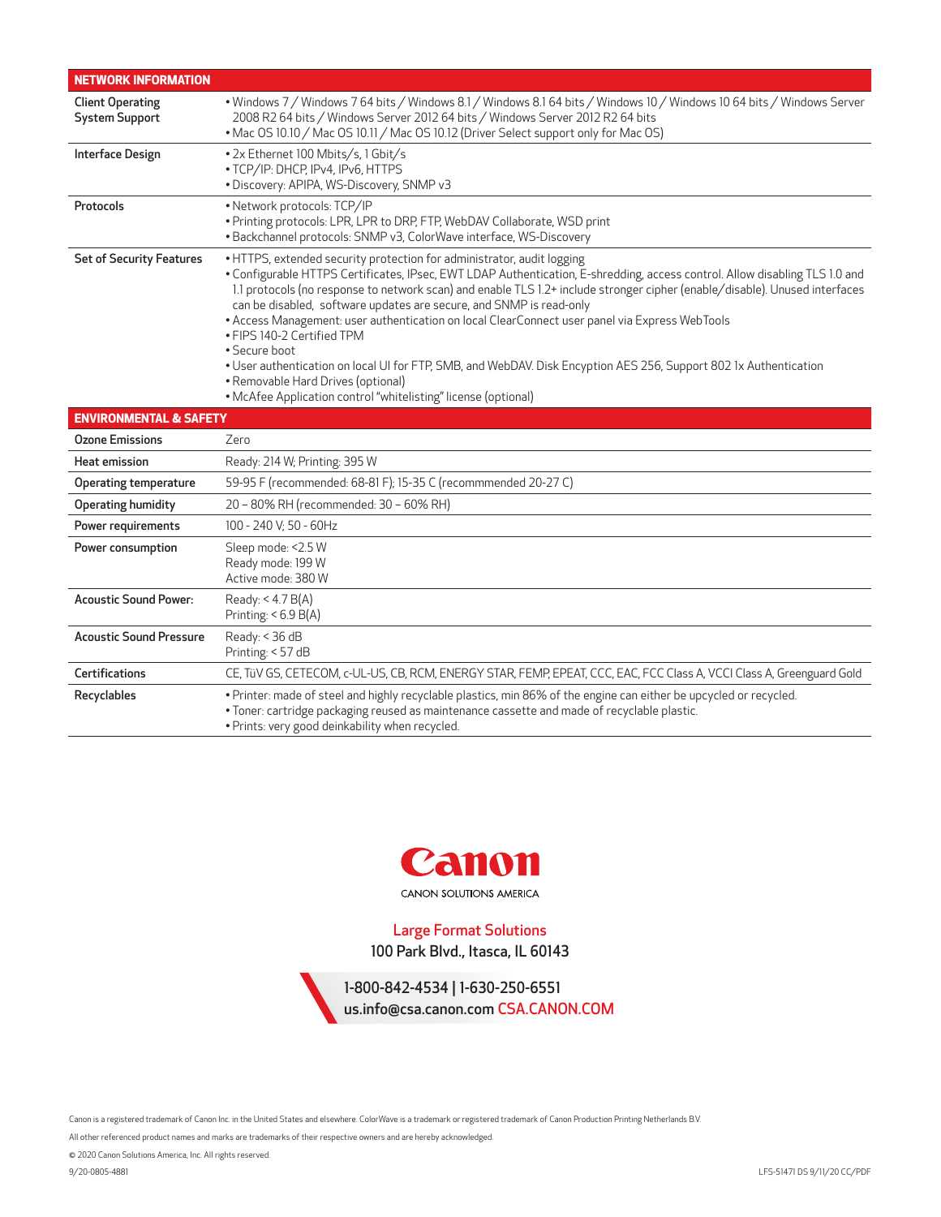| NETWORK INFORMATION | |
|---|---|
| Client Operating System Support | • Windows 7 / Windows 7 64 bits / Windows 8.1 / Windows 8.1 64 bits / Windows 10 / Windows 10 64 bits / Windows Server 2008 R2 64 bits / Windows Server 2012 64 bits / Windows Server 2012 R2 64 bits<br>• Mac OS 10.10 / Mac OS 10.11 / Mac OS 10.12 (Driver Select support only for Mac OS) |
| Interface Design | • 2x Ethernet 100 Mbits/s, 1 Gbit/s<br>• TCP/IP: DHCP, IPv4, IPv6, HTTPS<br>• Discovery: APIPA, WS-Discovery, SNMP v3 |
| Protocols | • Network protocols: TCP/IP<br>• Printing protocols: LPR, LPR to DRP, FTP, WebDAV Collaborate, WSD print<br>• Backchannel protocols: SNMP v3, ColorWave interface, WS-Discovery |
| Set of Security Features | • HTTPS, extended security protection for administrator, audit logging<br>• Configurable HTTPS Certificates, IPsec, EWT LDAP Authentication, E-shredding, access control. Allow disabling TLS 1.0 and 1.1 protocols (no response to network scan) and enable TLS 1.2+ include stronger cipher (enable/disable). Unused interfaces can be disabled, software updates are secure, and SNMP is read-only<br>• Access Management: user authentication on local ClearConnect user panel via Express WebTools<br>• FIPS 140-2 Certified TPM<br>• Secure boot<br>• User authentication on local UI for FTP, SMB, and WebDAV. Disk Encyption AES 256, Support 802 1x Authentication<br>• Removable Hard Drives (optional)<br>• McAfee Application control "whitelisting" license (optional) |

| ENVIRONMENTAL & SAFETY | |
|---|---|
| Ozone Emissions | Zero |
| Heat emission | Ready: 214 W; Printing: 395 W |
| Operating temperature | 59-95 F (recommended: 68-81 F); 15-35 C (recommmended 20-27 C) |
| Operating humidity | 20 – 80% RH (recommended: 30 – 60% RH) |
| Power requirements | 100 - 240 V; 50 - 60Hz |
| Power consumption | Sleep mode: <2.5 W<br>Ready mode: 199 W<br>Active mode: 380 W |
| Acoustic Sound Power: | Ready: < 4.7 B(A)<br>Printing: < 6.9 B(A) |
| Acoustic Sound Pressure | Ready: < 36 dB<br>Printing: < 57 dB |
| Certifications | CE, TüV GS, CETECOM, c-UL-US, CB, RCM, ENERGY STAR, FEMP, EPEAT, CCC, EAC, FCC Class A, VCCI Class A, Greenguard Gold |
| Recyclables | • Printer: made of steel and highly recyclable plastics, min 86% of the engine can either be upcycled or recycled.<br>• Toner: cartridge packaging reused as maintenance cassette and made of recyclable plastic.<br>• Prints: very good deinkability when recycled. |

Canon

CANON SOLUTIONS AMERICA

Large Format Solutions

100 Park Blvd., Itasca, IL 60143

1-800-842-4534 | 1-630-250-6551

us.info@csa.canon.com CSA.CANON.COM

Canon is a registered trademark of Canon Inc. in the United States and elsewhere. ColorWave is a trademark or registered trademark of Canon Production Printing Netherlands B.V.

All other referenced product names and marks are trademarks of their respective owners and are hereby acknowledged.

© 2020 Canon Solutions America, Inc. All rights reserved.

9/20-0805-4881

LFS-5147I DS 9/11/20 CC/PDF